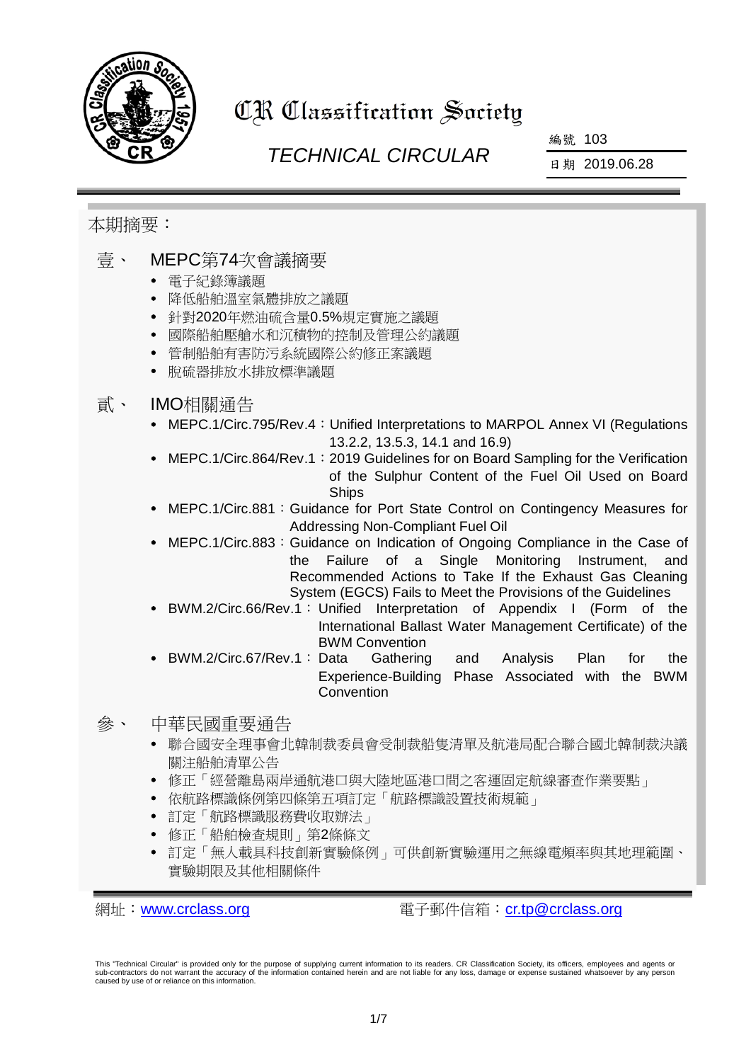# CR Classification Society

## TECHNICAL CIRCULAR

編號 103

日期 2019.06.28

本期摘要：

## 壹、 MEPC第74次會議摘要

- 電子紀錄簿議題
- 降低船舶溫室氣體排放之議題
- 針對2020年燃油硫含量0.5%規定實施之議題
- 國際船舶壓艙水和沉積物的控制及管理公約議題
- 管制船舶有害防污系統國際公約修正案議題
- 脫硫器排放水排放標準議題

## 貳、 IMO相關通告

- MEPC.1/Circ.795/Rev.4：Unified Interpretations to MARPOL Annex VI (Regulations 13.2.2, 13.5.3, 14.1 and 16.9)
- MEPC.1/Circ.864/Rev.1：2019 Guidelines for on Board Sampling for the Verification of the Sulphur Content of the Fuel Oil Used on Board Ships
- MEPC.1/Circ.881：Guidance for Port State Control on Contingency Measures for Addressing Non-Compliant Fuel Oil
- MEPC.1/Circ.883：Guidance on Indication of Ongoing Compliance in the Case of the Failure of a Single Monitoring Instrument, and Recommended Actions to Take If the Exhaust Gas Cleaning System (EGCS) Fails to Meet the Provisions of the Guidelines
- BWM.2/Circ.66/Rev.1：Unified Interpretation of Appendix I (Form of the International Ballast Water Management Certificate) of the BWM Convention
- BWM.2/Circ.67/Rev.1：Data Gathering and Analysis Plan for the Experience-Building Phase Associated with the BWM Convention

## 參、 中華民國重要通告

- 聯合國安全理事會北韓制裁委員會受制裁船隻清單及航港局配合聯合國北韓制裁決議關注船舶清單公告
- 修正「經營離島兩岸通航港口與大陸地區港口間之客運固定航線審查作業要點」
- 依航路標識條例第四條第五項訂定「航路標識設置技術規範」
- 訂定「航路標識服務費收取辦法」
- 修正「船舶檢查規則」第2條條文
- 訂定「無人載具科技創新實驗條例」可供創新實驗運用之無線電頻率與其地理範圍、實驗期限及其他相關條件

網址：www.crclass.org　　電子郵件信箱：cr.tp@crclass.org

This "Technical Circular" is provided only for the purpose of supplying current information to its readers. CR Classification Society, its officers, employees and agents or sub-contractors do not warrant the accuracy of the information contained herein and are not liable for any loss, damage or expense sustained whatsoever by any person caused by use of or reliance on this information.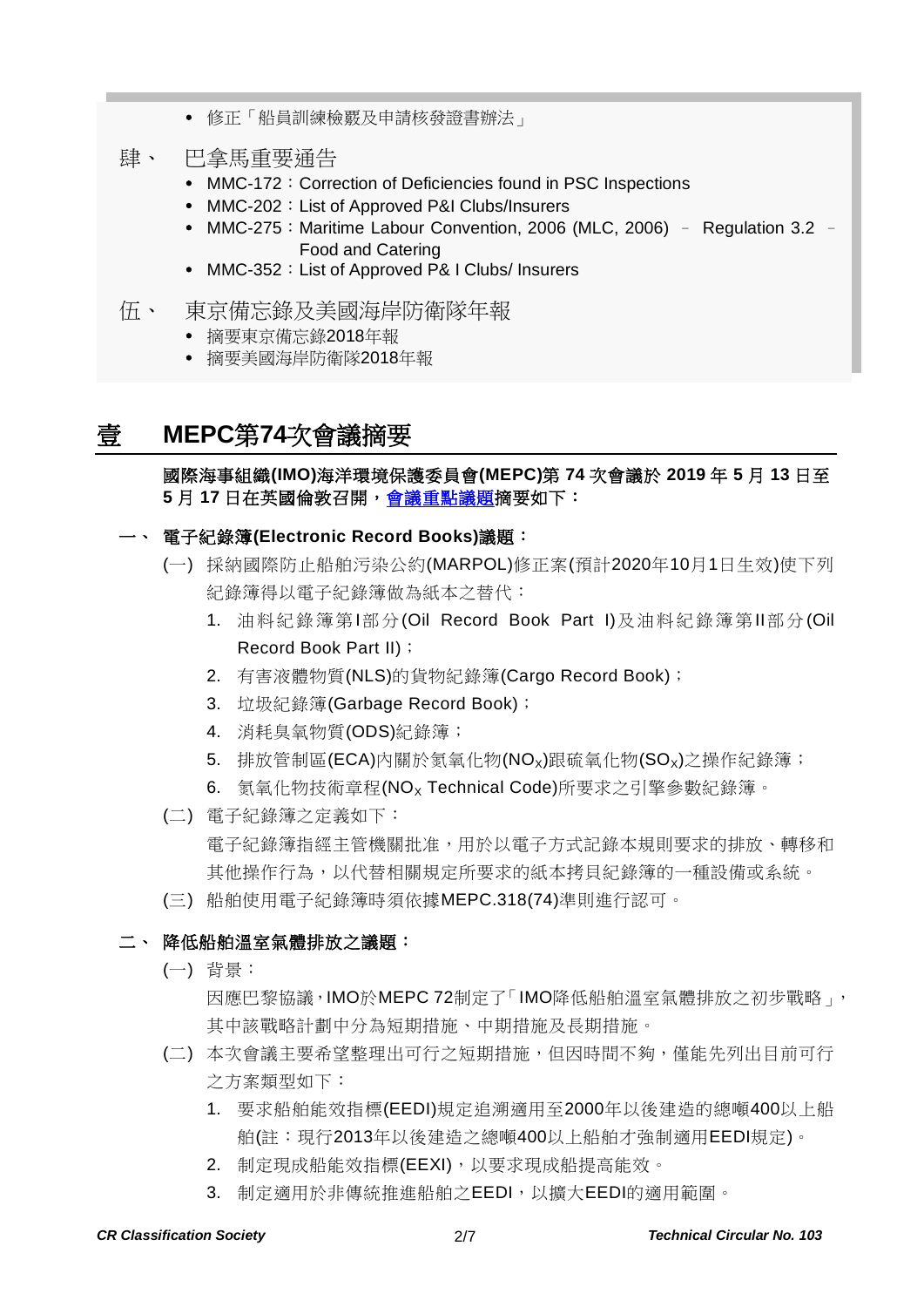- 修正「船員訓練檢覈及申請核發證書辦法」

肆、 巴拿馬重要通告

- MMC-172：Correction of Deficiencies found in PSC Inspections
- MMC-202：List of Approved P&I Clubs/Insurers
- MMC-275：Maritime Labour Convention, 2006 (MLC, 2006) – Regulation 3.2 – Food and Catering
- MMC-352：List of Approved P& I Clubs/ Insurers

伍、 東京備忘錄及美國海岸防衛隊年報

- 摘要東京備忘錄2018年報
- 摘要美國海岸防衛隊2018年報

# 壹 MEPC第74次會議摘要

**國際海事組織(IMO)海洋環境保護委員會(MEPC)第 74 次會議於 2019 年 5 月 13 日至 5 月 17 日在英國倫敦召開，會議重點議題摘要如下：**

## 一、 電子紀錄簿(Electronic Record Books)議題：

(一) 採納國際防止船舶污染公約(MARPOL)修正案(預計2020年10月1日生效)使下列紀錄簿得以電子紀錄簿做為紙本之替代：

1. 油料紀錄簿第I部分(Oil Record Book Part I)及油料紀錄簿第II部分(Oil Record Book Part II)；
2. 有害液體物質(NLS)的貨物紀錄簿(Cargo Record Book)；
3. 垃圾紀錄簿(Garbage Record Book)；
4. 消耗臭氧物質(ODS)紀錄簿；
5. 排放管制區(ECA)內關於氮氧化物($NO_X$)跟硫氧化物($SO_X$)之操作紀錄簿；
6. 氮氧化物技術章程($NO_X$ Technical Code)所要求之引擎參數紀錄簿。

(二) 電子紀錄簿之定義如下：

電子紀錄簿指經主管機關批准，用於以電子方式記錄本規則要求的排放、轉移和其他操作行為，以代替相關規定所要求的紙本拷貝紀錄簿的一種設備或系統。

(三) 船舶使用電子紀錄簿時須依據MEPC.318(74)準則進行認可。

## 二、 降低船舶溫室氣體排放之議題：

(一) 背景：

因應巴黎協議，IMO於MEPC 72制定了「IMO降低船舶溫室氣體排放之初步戰略」，其中該戰略計劃中分為短期措施、中期措施及長期措施。

(二) 本次會議主要希望整理出可行之短期措施，但因時間不夠，僅能先列出目前可行之方案類型如下：

1. 要求船舶能效指標(EEDI)規定追溯適用至2000年以後建造的總噸400以上船舶(註：現行2013年以後建造之總噸400以上船舶才強制適用EEDI規定)。
2. 制定現成船能效指標(EEXI)，以要求現成船提高能效。
3. 制定適用於非傳統推進船舶之EEDI，以擴大EEDI的適用範圍。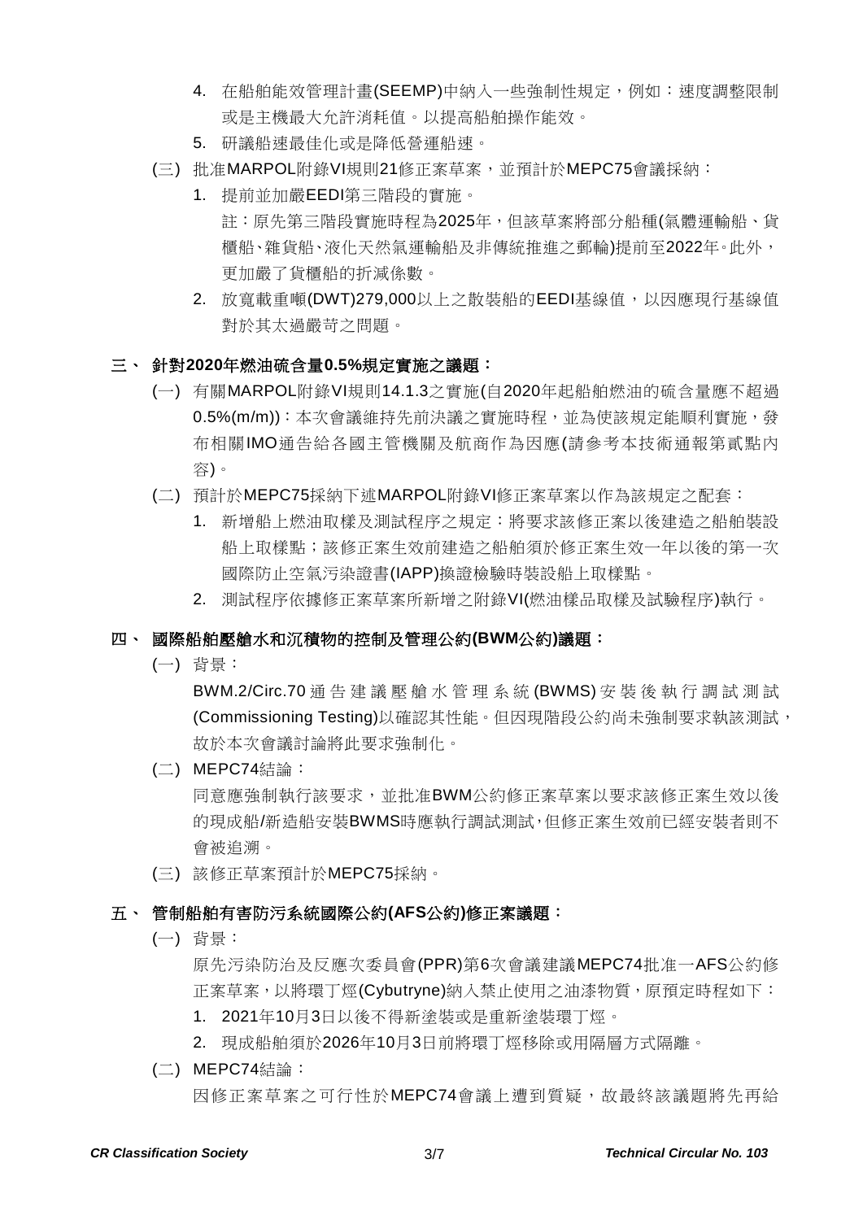4. 在船舶能效管理計畫(SEEMP)中納入一些強制性規定，例如：速度調整限制或是主機最大允許消耗值。以提高船舶操作能效。
5. 研議船速最佳化或是降低營運船速。

(三) 批准MARPOL附錄VI規則21修正案草案，並預計於MEPC75會議採納：

1. 提前並加嚴EEDI第三階段的實施。
   註：原先第三階段實施時程為2025年，但該草案將部分船種(氣體運輸船、貨櫃船、雜貨船、液化天然氣運輸船及非傳統推進之郵輪)提前至2022年。此外，更加嚴了貨櫃船的折減係數。
2. 放寬載重噸(DWT)279,000以上之散裝船的EEDI基線值，以因應現行基線值對於其太過嚴苛之問題。

## 三、 針對2020年燃油硫含量0.5%規定實施之議題：

(一) 有關MARPOL附錄VI規則14.1.3之實施(自2020年起船舶燃油的硫含量應不超過0.5%(m/m))：本次會議維持先前決議之實施時程，並為使該規定能順利實施，發布相關IMO通告給各國主管機關及航商作為因應(請參考本技術通報第貳點內容)。

(二) 預計於MEPC75採納下述MARPOL附錄VI修正案草案以作為該規定之配套：

1. 新增船上燃油取樣及測試程序之規定：將要求該修正案以後建造之船舶裝設船上取樣點；該修正案生效前建造之船舶須於修正案生效一年以後的第一次國際防止空氣污染證書(IAPP)換證檢驗時裝設船上取樣點。
2. 測試程序依據修正案草案所新增之附錄VI(燃油樣品取樣及試驗程序)執行。

## 四、 國際船舶壓艙水和沉積物的控制及管理公約(BWM公約)議題：

(一) 背景：

BWM.2/Circ.70通告建議壓艙水管理系統(BWMS)安裝後執行調試測試(Commissioning Testing)以確認其性能。但因現階段公約尚未強制要求執該測試，故於本次會議討論將此要求強制化。

(二) MEPC74結論：

同意應強制執行該要求，並批准BWM公約修正案草案以要求該修正案生效以後的現成船/新造船安裝BWMS時應執行調試測試，但修正案生效前已經安裝者則不會被追溯。

(三) 該修正草案預計於MEPC75採納。

## 五、 管制船舶有害防污系統國際公約(AFS公約)修正案議題：

(一) 背景：

原先污染防治及反應次委員會(PPR)第6次會議建議MEPC74批准一AFS公約修正案草案，以將環丁烴(Cybutryne)納入禁止使用之油漆物質，原預定時程如下：

1. 2021年10月3日以後不得新塗裝或是重新塗裝環丁烴。
2. 現成船舶須於2026年10月3日前將環丁烴移除或用隔層方式隔離。

(二) MEPC74結論：

因修正案草案之可行性於MEPC74會議上遭到質疑，故最終該議題將先再給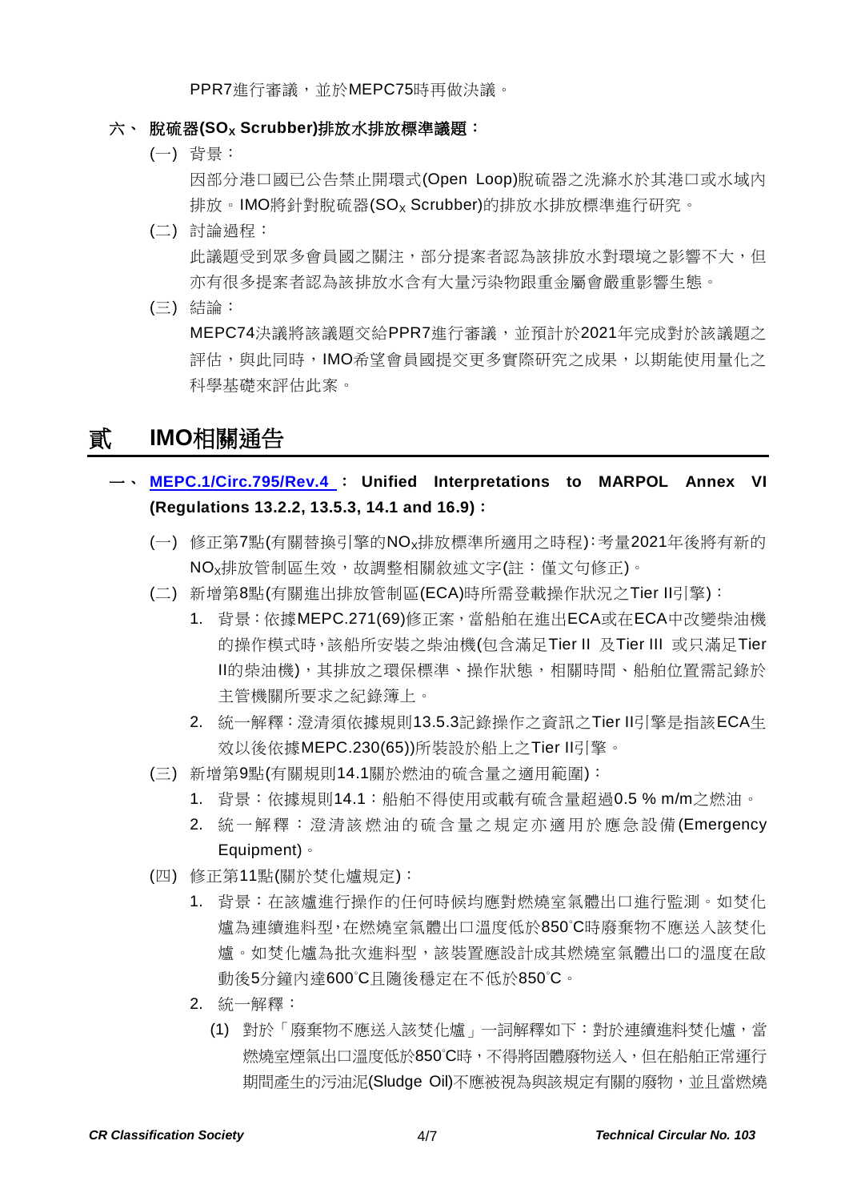PPR7進行審議，並於MEPC75時再做決議。

### 六、 脫硫器($SO_x$ Scrubber)排放水排放標準議題：

(一) 背景：

因部分港口國已公告禁止開環式(Open Loop)脫硫器之洗滌水於其港口或水域內排放。IMO將針對脫硫器($SO_x$ Scrubber)的排放水排放標準進行研究。

(二) 討論過程：

此議題受到眾多會員國之關注，部分提案者認為該排放水對環境之影響不大，但亦有很多提案者認為該排放水含有大量污染物跟重金屬會嚴重影響生態。

(三) 結論：

MEPC74決議將該議題交給PPR7進行審議，並預計於2021年完成對於該議題之評估，與此同時，IMO希望會員國提交更多實際研究之成果，以期能使用量化之科學基礎來評估此案。

## 貳 IMO相關通告

### 一、 MEPC.1/Circ.795/Rev.4 ：Unified Interpretations to MARPOL Annex VI (Regulations 13.2.2, 13.5.3, 14.1 and 16.9)：

(一) 修正第7點(有關替換引擎的$NO_x$排放標準所適用之時程)：考量2021年後將有新的$NO_x$排放管制區生效，故調整相關敘述文字(註：僅文句修正)。

(二) 新增第8點(有關進出排放管制區(ECA)時所需登載操作狀況之Tier II引擎)：

1. 背景：依據MEPC.271(69)修正案，當船舶在進出ECA或在ECA中改變柴油機的操作模式時，該船所安裝之柴油機(包含滿足Tier II 及Tier III 或只滿足Tier II的柴油機)，其排放之環保標準、操作狀態，相關時間、船舶位置需記錄於主管機關所要求之紀錄簿上。
2. 統一解釋：澄清須依據規則13.5.3記錄操作之資訊之Tier II引擎是指該ECA生效以後依據MEPC.230(65))所裝設於船上之Tier II引擎。

(三) 新增第9點(有關規則14.1關於燃油的硫含量之適用範圍)：

1. 背景：依據規則14.1：船舶不得使用或載有硫含量超過0.5 % m/m之燃油。
2. 統一解釋：澄清該燃油的硫含量之規定亦適用於應急設備(Emergency Equipment)。

(四) 修正第11點(關於焚化爐規定)：

1. 背景：在該爐進行操作的任何時候均應對燃燒室氣體出口進行監測。如焚化爐為連續進料型，在燃燒室氣體出口溫度低於850°C時廢棄物不應送入該焚化爐。如焚化爐為批次進料型，該裝置應設計成其燃燒室氣體出口的溫度在啟動後5分鐘內達600°C且隨後穩定在不低於850°C。
2. 統一解釋：
   (1) 對於「廢棄物不應送入該焚化爐」一詞解釋如下：對於連續進料焚化爐，當燃燒室煙氣出口溫度低於850°C時，不得將固體廢物送入，但在船舶正常運行期間產生的污油泥(Sludge Oil)不應被視為與該規定有關的廢物，並且當燃燒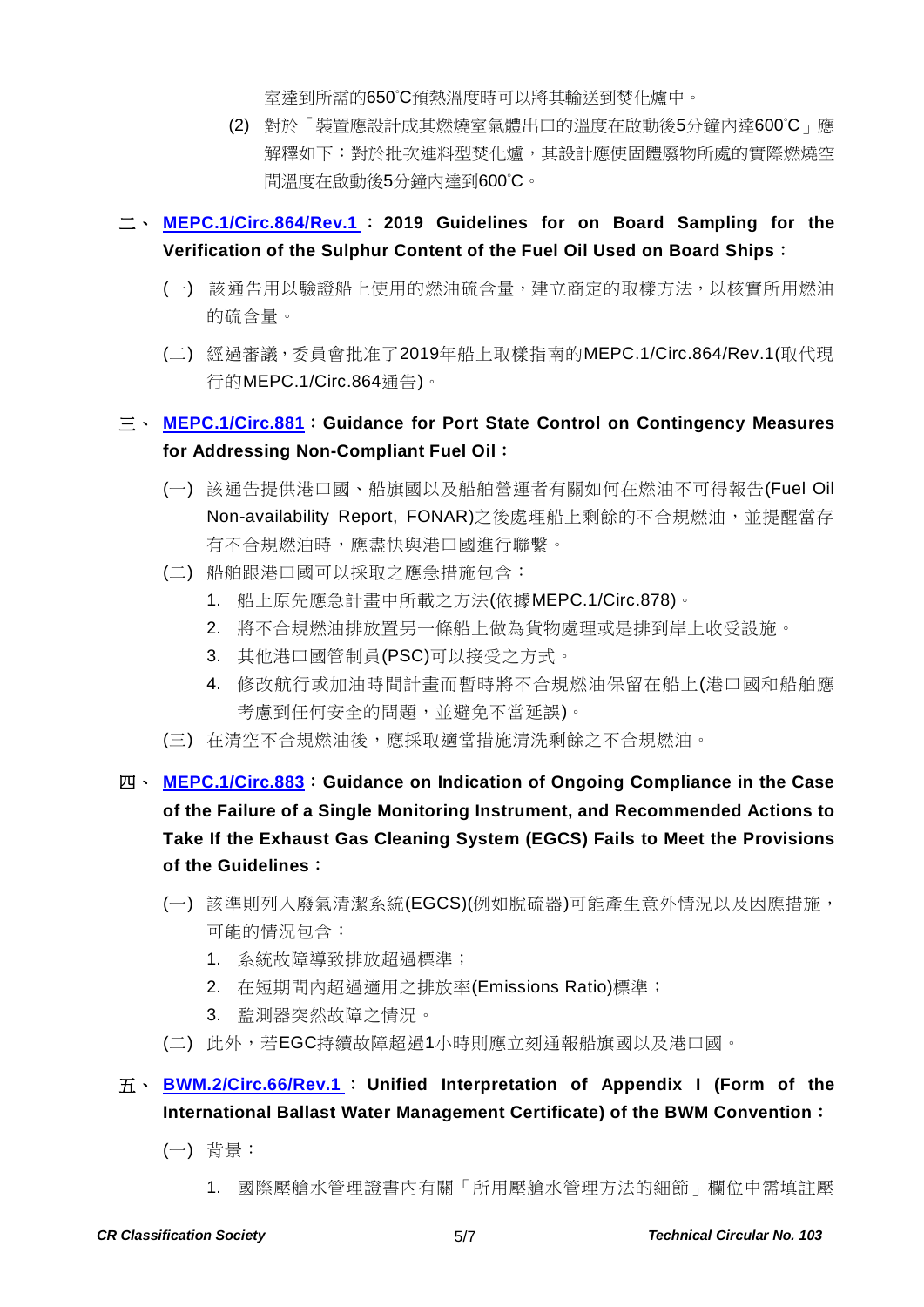室達到所需的650℃預熱溫度時可以將其輸送到焚化爐中。

(2) 對於「裝置應設計成其燃燒室氣體出口的溫度在啟動後5分鐘內達600℃」應解釋如下：對於批次進料型焚化爐，其設計應使固體廢物所處的實際燃燒空間溫度在啟動後5分鐘內達到600℃。

## 二、 MEPC.1/Circ.864/Rev.1：2019 Guidelines for on Board Sampling for the Verification of the Sulphur Content of the Fuel Oil Used on Board Ships：

(一) 該通告用以驗證船上使用的燃油硫含量，建立商定的取樣方法，以核實所用燃油的硫含量。

(二) 經過審議，委員會批准了2019年船上取樣指南的MEPC.1/Circ.864/Rev.1(取代現行的MEPC.1/Circ.864通告)。

## 三、 MEPC.1/Circ.881：Guidance for Port State Control on Contingency Measures for Addressing Non-Compliant Fuel Oil：

(一) 該通告提供港口國、船旗國以及船舶營運者有關如何在燃油不可得報告(Fuel Oil Non-availability Report, FONAR)之後處理船上剩餘的不合規燃油，並提醒當存有不合規燃油時，應盡快與港口國進行聯繫。

(二) 船舶跟港口國可以採取之應急措施包含：

1. 船上原先應急計畫中所載之方法(依據MEPC.1/Circ.878)。
2. 將不合規燃油排放置另一條船上做為貨物處理或是排到岸上收受設施。
3. 其他港口國管制員(PSC)可以接受之方式。
4. 修改航行或加油時間計畫而暫時將不合規燃油保留在船上(港口國和船舶應考慮到任何安全的問題，並避免不當延誤)。

(三) 在清空不合規燃油後，應採取適當措施清洗剩餘之不合規燃油。

## 四、 MEPC.1/Circ.883：Guidance on Indication of Ongoing Compliance in the Case of the Failure of a Single Monitoring Instrument, and Recommended Actions to Take If the Exhaust Gas Cleaning System (EGCS) Fails to Meet the Provisions of the Guidelines：

(一) 該準則列入廢氣清潔系統(EGCS)(例如脫硫器)可能產生意外情況以及因應措施，可能的情況包含：

1. 系統故障導致排放超過標準；
2. 在短期間內超過適用之排放率(Emissions Ratio)標準；
3. 監測器突然故障之情況。

(二) 此外，若EGC持續故障超過1小時則應立刻通報船旗國以及港口國。

## 五、 BWM.2/Circ.66/Rev.1：Unified Interpretation of Appendix I (Form of the International Ballast Water Management Certificate) of the BWM Convention：

(一) 背景：

1. 國際壓艙水管理證書內有關「所用壓艙水管理方法的細節」欄位中需填註壓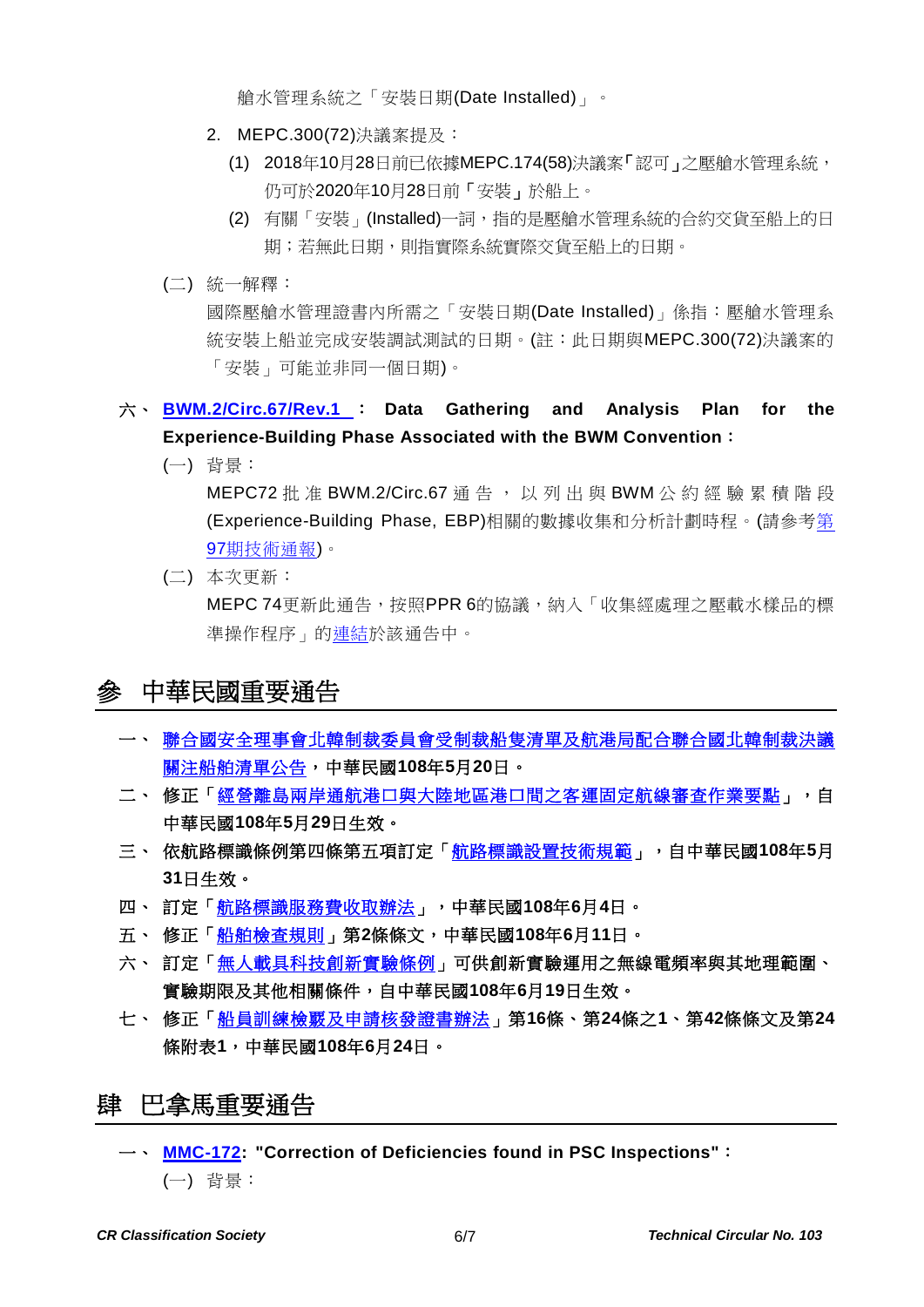艙水管理系統之「安裝日期(Date Installed)」。

2. MEPC.300(72)決議案提及：

   (1) 2018年10月28日前已依據MEPC.174(58)決議案「認可」之壓艙水管理系統，仍可於2020年10月28日前「安裝」於船上。

   (2) 有關「安裝」(Installed)一詞，指的是壓艙水管理系統的合約交貨至船上的日期；若無此日期，則指實際系統實際交貨至船上的日期。

(二) 統一解釋：

國際壓艙水管理證書內所需之「安裝日期(Date Installed)」係指：壓艙水管理系統安裝上船並完成安裝調試測試的日期。(註：此日期與MEPC.300(72)決議案的「安裝」可能並非同一個日期)。

六、 **BWM.2/Circ.67/Rev.1 ： Data Gathering and Analysis Plan for the Experience-Building Phase Associated with the BWM Convention：**

(一) 背景：

MEPC72 批准 BWM.2/Circ.67 通告，以列出與 BWM 公約經驗累積階段(Experience-Building Phase, EBP)相關的數據收集和分析計劃時程。(請參考第97期技術通報)。

(二) 本次更新：

MEPC 74更新此通告，按照PPR 6的協議，納入「收集經處理之壓載水樣品的標準操作程序」的連結於該通告中。

# 參 中華民國重要通告

一、 **聯合國安全理事會北韓制裁委員會受制裁船隻清單及航港局配合聯合國北韓制裁決議關注船舶清單公告，中華民國108年5月20日。**

二、 **修正「經營離島兩岸通航港口與大陸地區港口間之客運固定航線審查作業要點」，自中華民國108年5月29日生效。**

三、 **依航路標識條例第四條第五項訂定「航路標識設置技術規範」，自中華民國108年5月31日生效。**

四、 **訂定「航路標識服務費收取辦法」，中華民國108年6月4日。**

五、 **修正「船舶檢查規則」第2條條文，中華民國108年6月11日。**

六、 **訂定「無人載具科技創新實驗條例」可供創新實驗運用之無線電頻率與其地理範圍、實驗期限及其他相關條件，自中華民國108年6月19日生效。**

七、 **修正「船員訓練檢覈及申請核發證書辦法」第16條、第24條之1、第42條條文及第24條附表1，中華民國108年6月24日。**

# 肆 巴拿馬重要通告

一、 **MMC-172: "Correction of Deficiencies found in PSC Inspections"：**

(一) 背景：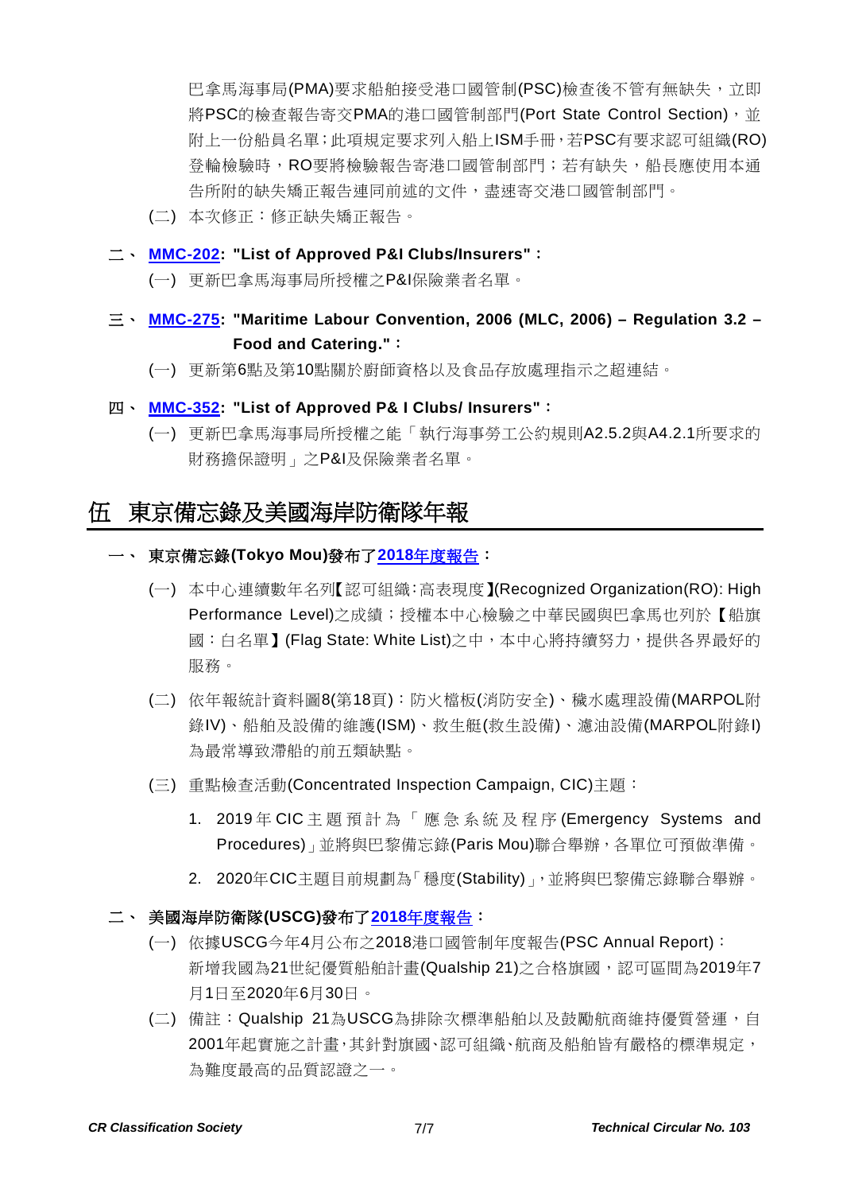巴拿馬海事局(PMA)要求船舶接受港口國管制(PSC)檢查後不管有無缺失，立即將PSC的檢查報告寄交PMA的港口國管制部門(Port State Control Section)，並附上一份船員名單；此項規定要求列入船上ISM手冊，若PSC有要求認可組織(RO)登輪檢驗時，RO要將檢驗報告寄港口國管制部門；若有缺失，船長應使用本通告所附的缺失矯正報告連同前述的文件，盡速寄交港口國管制部門。

(二) 本次修正：修正缺失矯正報告。

二、 **MMC-202: "List of Approved P&I Clubs/Insurers"：**

(一) 更新巴拿馬海事局所授權之P&I保險業者名單。

三、 **MMC-275: "Maritime Labour Convention, 2006 (MLC, 2006) – Regulation 3.2 – Food and Catering."：**

(一) 更新第6點及第10點關於廚師資格以及食品存放處理指示之超連結。

四、 **MMC-352: "List of Approved P& I Clubs/ Insurers"：**

(一) 更新巴拿馬海事局所授權之能「執行海事勞工公約規則A2.5.2與A4.2.1所要求的財務擔保證明」之P&I及保險業者名單。

# 伍 東京備忘錄及美國海岸防衛隊年報

**一、 東京備忘錄(Tokyo Mou)發布了2018年度報告：**

(一) 本中心連續數年名列【認可組織：高表現度】(Recognized Organization(RO): High Performance Level)之成績；授權本中心檢驗之中華民國與巴拿馬也列於【船旗國：白名單】(Flag State: White List)之中，本中心將持續努力，提供各界最好的服務。

(二) 依年報統計資料圖8(第18頁)：防火檔板(消防安全)、穢水處理設備(MARPOL附錄IV)、船舶及設備的維護(ISM)、救生艇(救生設備)、濾油設備(MARPOL附錄I)為最常導致滯船的前五類缺點。

(三) 重點檢查活動(Concentrated Inspection Campaign, CIC)主題：

1. 2019年CIC主題預計為「應急系統及程序(Emergency Systems and Procedures)」並將與巴黎備忘錄(Paris Mou)聯合舉辦，各單位可預做準備。
2. 2020年CIC主題目前規劃為「穩度(Stability)」，並將與巴黎備忘錄聯合舉辦。

**二、 美國海岸防衛隊(USCG)發布了2018年度報告：**

(一) 依據USCG今年4月公布之2018港口國管制年度報告(PSC Annual Report)：新增我國為21世紀優質船舶計畫(Qualship 21)之合格旗國，認可區間為2019年7月1日至2020年6月30日。

(二) 備註：Qualship 21為USCG為排除次標準船舶以及鼓勵航商維持優質營運，自2001年起實施之計畫，其針對旗國、認可組織、航商及船舶皆有嚴格的標準規定，為難度最高的品質認證之一。